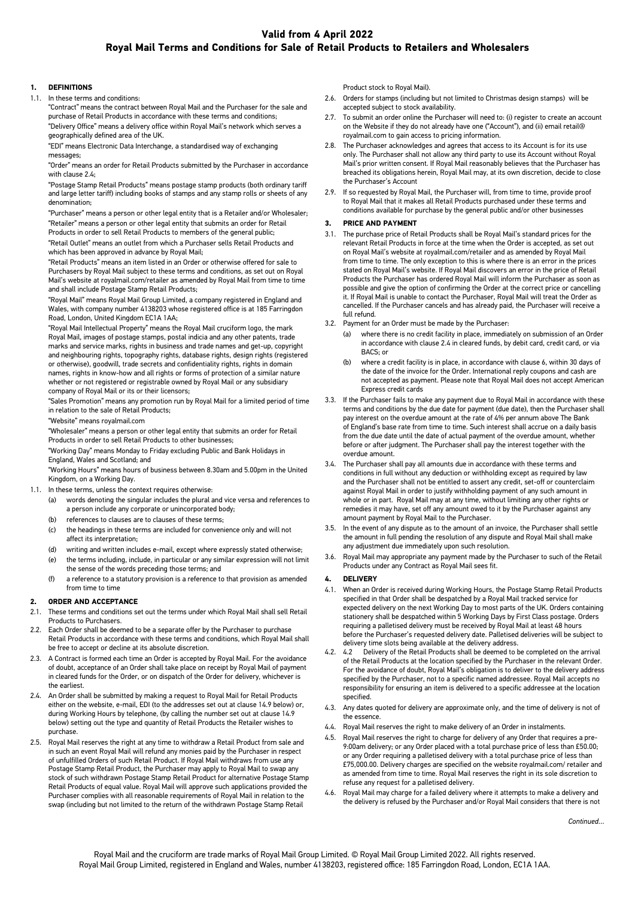# Valid from 4 April 2022

# Royal Mail Terms and Conditions for Sale of Retail Products to Retailers and Wholesalers

## 1. DEFINITIONS

1.1. In these terms and conditions:

"Contract" means the contract between Royal Mail and the Purchaser for the sale and purchase of Retail Products in accordance with these terms and conditions;

"Delivery Office" means a delivery office within Royal Mail's network which serves a geographically defined area of the UK.

"EDI" means Electronic Data Interchange, a standardised way of exchanging messages;

"Order" means an order for Retail Products submitted by the Purchaser in accordance with clause 2.4;

"Postage Stamp Retail Products" means postage stamp products (both ordinary tariff and large letter tariff) including books of stamps and any stamp rolls or sheets of any denomination;

"Purchaser" means a person or other legal entity that is a Retailer and/or Wholesaler;

"Retailer" means a person or other legal entity that submits an order for Retail Products in order to sell Retail Products to members of the general public;

"Retail Outlet" means an outlet from which a Purchaser sells Retail Products and which has been approved in advance by Royal Mail;

"Retail Products" means an item listed in an Order or otherwise offered for sale to Purchasers by Royal Mail subject to these terms and conditions, as set out on Royal Mail's website at royalmail.com/retailer as amended by Royal Mail from time to time and shall include Postage Stamp Retail Products;

"Royal Mail" means Royal Mail Group Limited, a company registered in England and Wales, with company number 4138203 whose registered office is at 185 Farringdon Road, London, United Kingdom EC1A 1AA;

"Royal Mail Intellectual Property" means the Royal Mail cruciform logo, the mark Royal Mail, images of postage stamps, postal indicia and any other patents, trade marks and service marks, rights in business and trade names and get-up, copyright and neighbouring rights, topography rights, database rights, design rights (registered or otherwise), goodwill, trade secrets and confidentiality rights, rights in domain names, rights in know-how and all rights or forms of protection of a similar nature whether or not registered or registrable owned by Royal Mail or any subsidiary company of Royal Mail or its or their licensors;

"Sales Promotion" means any promotion run by Royal Mail for a limited period of time in relation to the sale of Retail Products;

"Website" means royalmail.com

"Wholesaler" means a person or other legal entity that submits an order for Retail Products in order to sell Retail Products to other businesses;

"Working Day" means Monday to Friday excluding Public and Bank Holidays in England, Wales and Scotland; and

"Working Hours" means hours of business between 8.30am and 5.00pm in the United Kingdom, on a Working Day.

1.1. In these terms, unless the context requires otherwise:

(a) words denoting the singular includes the plural and vice versa and references to a person include any corporate or unincorporated body;

(b) references to clauses are to clauses of these terms;

(c) the headings in these terms are included for convenience only and will not affect its interpretation;

(d) writing and written includes e-mail, except where expressly stated otherwise;

(e) the terms including, include, in particular or any similar expression will not limit the sense of the words preceding those terms; and

(f) a reference to a statutory provision is a reference to that provision as amended from time to time

## 2. ORDER AND ACCEPTANCE

2.1. These terms and conditions set out the terms under which Royal Mail shall sell Retail Products to Purchasers.

2.2. Each Order shall be deemed to be a separate offer by the Purchaser to purchase Retail Products in accordance with these terms and conditions, which Royal Mail shall be free to accept or decline at its absolute discretion.

2.3. A Contract is formed each time an Order is accepted by Royal Mail. For the avoidance of doubt, acceptance of an Order shall take place on receipt by Royal Mail of payment in cleared funds for the Order, or on dispatch of the Order for delivery, whichever is the earliest.

2.4. An Order shall be submitted by making a request to Royal Mail for Retail Products either on the website, e-mail, EDI (to the addresses set out at clause 14.9 below) or, during Working Hours by telephone, (by calling the number set out at clause 14.9 below) setting out the type and quantity of Retail Products the Retailer wishes to purchase.

2.5. Royal Mail reserves the right at any time to withdraw a Retail Product from sale and in such an event Royal Mail will refund any monies paid by the Purchaser in respect of unfulfilled Orders of such Retail Product. If Royal Mail withdraws from use any Postage Stamp Retail Product, the Purchaser may apply to Royal Mail to swap any stock of such withdrawn Postage Stamp Retail Product for alternative Postage Stamp Retail Products of equal value. Royal Mail will approve such applications provided the Purchaser complies with all reasonable requirements of Royal Mail in relation to the swap (including but not limited to the return of the withdrawn Postage Stamp Retail Product stock to Royal Mail).

2.6. Orders for stamps (including but not limited to Christmas design stamps) will be accepted subject to stock availability.

2.7. To submit an order online the Purchaser will need to: (i) register to create an account on the Website if they do not already have one ("Account"), and (ii) email retail@royalmail.com to gain access to pricing information.

2.8. The Purchaser acknowledges and agrees that access to its Account is for its use only. The Purchaser shall not allow any third party to use its Account without Royal Mail's prior written consent. If Royal Mail reasonably believes that the Purchaser has breached its obligations herein, Royal Mail may, at its own discretion, decide to close the Purchaser's Account

2.9. If so requested by Royal Mail, the Purchaser will, from time to time, provide proof to Royal Mail that it makes all Retail Products purchased under these terms and conditions available for purchase by the general public and/or other businesses

## 3. PRICE AND PAYMENT

3.1. The purchase price of Retail Products shall be Royal Mail's standard prices for the relevant Retail Products in force at the time when the Order is accepted, as set out on Royal Mail's website at royalmail.com/retailer and as amended by Royal Mail from time to time. The only exception to this is where there is an error in the prices stated on Royal Mail's website. If Royal Mail discovers an error in the price of Retail Products the Purchaser has ordered Royal Mail will inform the Purchaser as soon as possible and give the option of confirming the Order at the correct price or cancelling it. If Royal Mail is unable to contact the Purchaser, Royal Mail will treat the Order as cancelled. If the Purchaser cancels and has already paid, the Purchaser will receive a full refund.

3.2. Payment for an Order must be made by the Purchaser:

(a) where there is no credit facility in place, immediately on submission of an Order in accordance with clause 2.4 in cleared funds, by debit card, credit card, or via BACS; or

(b) where a credit facility is in place, in accordance with clause 6, within 30 days of the date of the invoice for the Order. International reply coupons and cash are not accepted as payment. Please note that Royal Mail does not accept American Express credit cards

3.3. If the Purchaser fails to make any payment due to Royal Mail in accordance with these terms and conditions by the due date for payment (due date), then the Purchaser shall pay interest on the overdue amount at the rate of 4% per annum above The Bank of England's base rate from time to time. Such interest shall accrue on a daily basis from the due date until the date of actual payment of the overdue amount, whether before or after judgment. The Purchaser shall pay the interest together with the overdue amount.

3.4. The Purchaser shall pay all amounts due in accordance with these terms and conditions in full without any deduction or withholding except as required by law and the Purchaser shall not be entitled to assert any credit, set-off or counterclaim against Royal Mail in order to justify withholding payment of any such amount in whole or in part. Royal Mail may at any time, without limiting any other rights or remedies it may have, set off any amount owed to it by the Purchaser against any amount payment by Royal Mail to the Purchaser.

3.5. In the event of any dispute as to the amount of an invoice, the Purchaser shall settle the amount in full pending the resolution of any dispute and Royal Mail shall make any adjustment due immediately upon such resolution.

3.6. Royal Mail may appropriate any payment made by the Purchaser to such of the Retail Products under any Contract as Royal Mail sees fit.

## 4. DELIVERY

4.1. When an Order is received during Working Hours, the Postage Stamp Retail Products specified in that Order shall be despatched by a Royal Mail tracked service for expected delivery on the next Working Day to most parts of the UK. Orders containing stationery shall be despatched within 5 Working Days by First Class postage. Orders requiring a palletised delivery must be received by Royal Mail at least 48 hours before the Purchaser's requested delivery date. Palletised deliveries will be subject to delivery time slots being available at the delivery address.

4.2. 4.2 Delivery of the Retail Products shall be deemed to be completed on the arrival of the Retail Products at the location specified by the Purchaser in the relevant Order. For the avoidance of doubt, Royal Mail's obligation is to deliver to the delivery address specified by the Purchaser, not to a specific named addressee. Royal Mail accepts no responsibility for ensuring an item is delivered to a specific addressee at the location specified.

4.3. Any dates quoted for delivery are approximate only, and the time of delivery is not of the essence.

4.4. Royal Mail reserves the right to make delivery of an Order in instalments.

4.5. Royal Mail reserves the right to charge for delivery of any Order that requires a pre-9:00am delivery; or any Order placed with a total purchase price of less than £50.00; or any Order requiring a palletised delivery with a total purchase price of less than £75,000.00. Delivery charges are specified on the website royalmail.com/ retailer and as amended from time to time. Royal Mail reserves the right in its sole discretion to refuse any request for a palletised delivery.

4.6. Royal Mail may charge for a failed delivery where it attempts to make a delivery and the delivery is refused by the Purchaser and/or Royal Mail considers that there is not

*Continued...*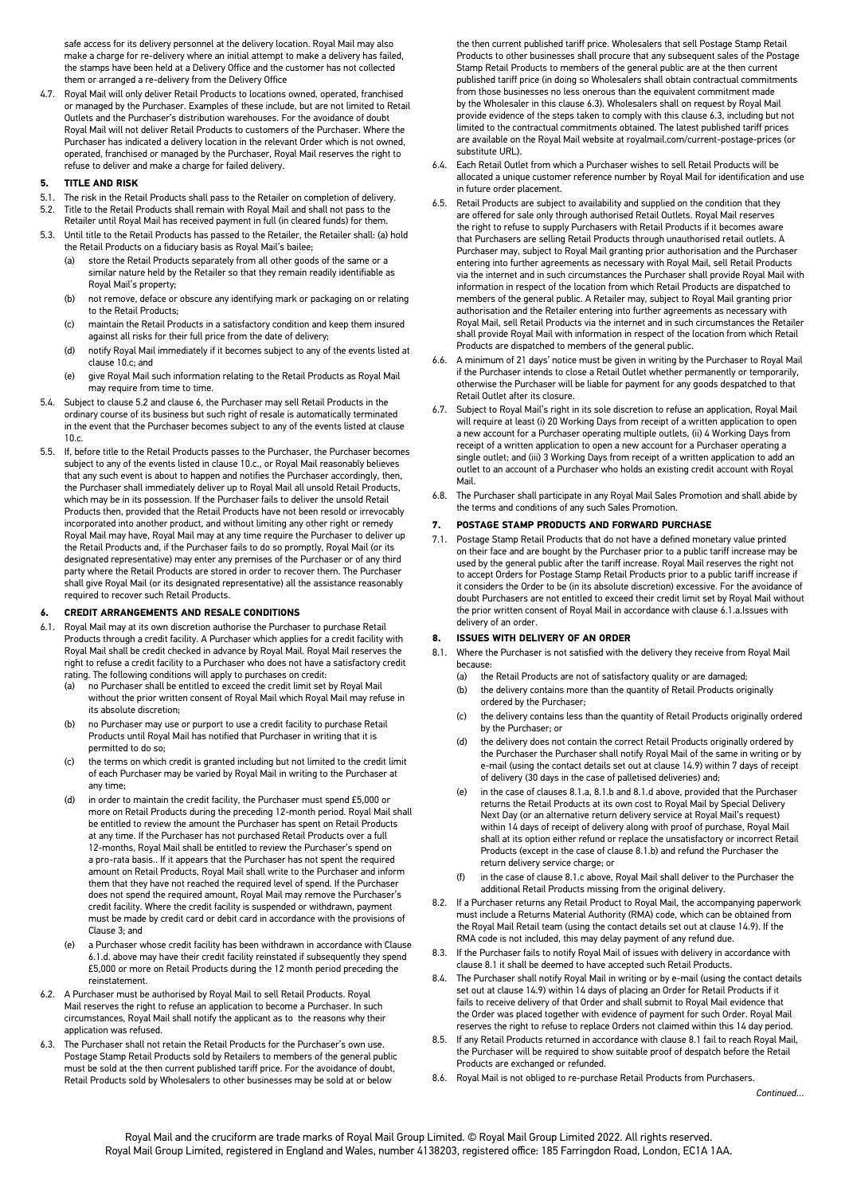safe access for its delivery personnel at the delivery location. Royal Mail may also make a charge for re-delivery where an initial attempt to make a delivery has failed, the stamps have been held at a Delivery Office and the customer has not collected them or arranged a re-delivery from the Delivery Office

4.7. Royal Mail will only deliver Retail Products to locations owned, operated, franchised or managed by the Purchaser. Examples of these include, but are not limited to Retail Outlets and the Purchaser's distribution warehouses. For the avoidance of doubt Royal Mail will not deliver Retail Products to customers of the Purchaser. Where the Purchaser has indicated a delivery location in the relevant Order which is not owned, operated, franchised or managed by the Purchaser, Royal Mail reserves the right to refuse to deliver and make a charge for failed delivery.

## 5. TITLE AND RISK

5.1. The risk in the Retail Products shall pass to the Retailer on completion of delivery.

5.2. Title to the Retail Products shall remain with Royal Mail and shall not pass to the Retailer until Royal Mail has received payment in full (in cleared funds) for them.

5.3. Until title to the Retail Products has passed to the Retailer, the Retailer shall: (a) hold the Retail Products on a fiduciary basis as Royal Mail's bailee;
 - (a) store the Retail Products separately from all other goods of the same or a similar nature held by the Retailer so that they remain readily identifiable as Royal Mail's property;
 - (b) not remove, deface or obscure any identifying mark or packaging on or relating to the Retail Products;
 - (c) maintain the Retail Products in a satisfactory condition and keep them insured against all risks for their full price from the date of delivery;
 - (d) notify Royal Mail immediately if it becomes subject to any of the events listed at clause 10.c; and
 - (e) give Royal Mail such information relating to the Retail Products as Royal Mail may require from time to time.

5.4. Subject to clause 5.2 and clause 6, the Purchaser may sell Retail Products in the ordinary course of its business but such right of resale is automatically terminated in the event that the Purchaser becomes subject to any of the events listed at clause 10.c.

5.5. If, before title to the Retail Products passes to the Purchaser, the Purchaser becomes subject to any of the events listed in clause 10.c., or Royal Mail reasonably believes that any such event is about to happen and notifies the Purchaser accordingly, then, the Purchaser shall immediately deliver up to Royal Mail all unsold Retail Products, which may be in its possession. If the Purchaser fails to deliver the unsold Retail Products then, provided that the Retail Products have not been resold or irrevocably incorporated into another product, and without limiting any other right or remedy Royal Mail may have, Royal Mail may at any time require the Purchaser to deliver up the Retail Products and, if the Purchaser fails to do so promptly, Royal Mail (or its designated representative) may enter any premises of the Purchaser or of any third party where the Retail Products are stored in order to recover them. The Purchaser shall give Royal Mail (or its designated representative) all the assistance reasonably required to recover such Retail Products.

## 6. CREDIT ARRANGEMENTS AND RESALE CONDITIONS

6.1. Royal Mail may at its own discretion authorise the Purchaser to purchase Retail Products through a credit facility. A Purchaser which applies for a credit facility with Royal Mail shall be credit checked in advance by Royal Mail. Royal Mail reserves the right to refuse a credit facility to a Purchaser who does not have a satisfactory credit rating. The following conditions will apply to purchases on credit:
 - (a) no Purchaser shall be entitled to exceed the credit limit set by Royal Mail without the prior written consent of Royal Mail which Royal Mail may refuse in its absolute discretion;
 - (b) no Purchaser may use or purport to use a credit facility to purchase Retail Products until Royal Mail has notified that Purchaser in writing that it is permitted to do so;
 - (c) the terms on which credit is granted including but not limited to the credit limit of each Purchaser may be varied by Royal Mail in writing to the Purchaser at any time;
 - (d) in order to maintain the credit facility, the Purchaser must spend £5,000 or more on Retail Products during the preceding 12-month period. Royal Mail shall be entitled to review the amount the Purchaser has spent on Retail Products at any time. If the Purchaser has not purchased Retail Products over a full 12-months, Royal Mail shall be entitled to review the Purchaser's spend on a pro-rata basis.. If it appears that the Purchaser has not spent the required amount on Retail Products, Royal Mail shall write to the Purchaser and inform them that they have not reached the required level of spend. If the Purchaser does not spend the required amount, Royal Mail may remove the Purchaser's credit facility. Where the credit facility is suspended or withdrawn, payment must be made by credit card or debit card in accordance with the provisions of Clause 3; and
 - (e) a Purchaser whose credit facility has been withdrawn in accordance with Clause 6.1.d. above may have their credit facility reinstated if subsequently they spend £5,000 or more on Retail Products during the 12 month period preceding the reinstatement.

6.2. A Purchaser must be authorised by Royal Mail to sell Retail Products. Royal Mail reserves the right to refuse an application to become a Purchaser. In such circumstances, Royal Mail shall notify the applicant as to the reasons why their application was refused.

6.3. The Purchaser shall not retain the Retail Products for the Purchaser's own use. Postage Stamp Retail Products sold by Retailers to members of the general public must be sold at the then current published tariff price. For the avoidance of doubt, Retail Products sold by Wholesalers to other businesses may be sold at or below the then current published tariff price. Wholesalers that sell Postage Stamp Retail Products to other businesses shall procure that any subsequent sales of the Postage Stamp Retail Products to members of the general public are at the then current published tariff price (in doing so Wholesalers shall obtain contractual commitments from those businesses no less onerous than the equivalent commitment made by the Wholesaler in this clause 6.3). Wholesalers shall on request by Royal Mail provide evidence of the steps taken to comply with this clause 6.3, including but not limited to the contractual commitments obtained. The latest published tariff prices are available on the Royal Mail website at royalmail.com/current-postage-prices (or substitute URL).

6.4. Each Retail Outlet from which a Purchaser wishes to sell Retail Products will be allocated a unique customer reference number by Royal Mail for identification and use in future order placement.

6.5. Retail Products are subject to availability and supplied on the condition that they are offered for sale only through authorised Retail Outlets. Royal Mail reserves the right to refuse to supply Purchasers with Retail Products if it becomes aware that Purchasers are selling Retail Products through unauthorised retail outlets. A Purchaser may, subject to Royal Mail granting prior authorisation and the Purchaser entering into further agreements as necessary with Royal Mail, sell Retail Products via the internet and in such circumstances the Purchaser shall provide Royal Mail with information in respect of the location from which Retail Products are dispatched to members of the general public. A Retailer may, subject to Royal Mail granting prior authorisation and the Retailer entering into further agreements as necessary with Royal Mail, sell Retail Products via the internet and in such circumstances the Retailer shall provide Royal Mail with information in respect of the location from which Retail Products are dispatched to members of the general public.

6.6. A minimum of 21 days' notice must be given in writing by the Purchaser to Royal Mail if the Purchaser intends to close a Retail Outlet whether permanently or temporarily, otherwise the Purchaser will be liable for payment for any goods despatched to that Retail Outlet after its closure.

6.7. Subject to Royal Mail's right in its sole discretion to refuse an application, Royal Mail will require at least (i) 20 Working Days from receipt of a written application to open a new account for a Purchaser operating multiple outlets, (ii) 4 Working Days from receipt of a written application to open a new account for a Purchaser operating a single outlet; and (iii) 3 Working Days from receipt of a written application to add an outlet to an account of a Purchaser who holds an existing credit account with Royal Mail.

6.8. The Purchaser shall participate in any Royal Mail Sales Promotion and shall abide by the terms and conditions of any such Sales Promotion.

## 7. POSTAGE STAMP PRODUCTS AND FORWARD PURCHASE

7.1. Postage Stamp Retail Products that do not have a defined monetary value printed on their face and are bought by the Purchaser prior to a public tariff increase may be used by the general public after the tariff increase. Royal Mail reserves the right not to accept Orders for Postage Stamp Retail Products prior to a public tariff increase if it considers the Order to be (in its absolute discretion) excessive. For the avoidance of doubt Purchasers are not entitled to exceed their credit limit set by Royal Mail without the prior written consent of Royal Mail in accordance with clause 6.1.a.Issues with delivery of an order.

## 8. ISSUES WITH DELIVERY OF AN ORDER

8.1. Where the Purchaser is not satisfied with the delivery they receive from Royal Mail because:
 - (a) the Retail Products are not of satisfactory quality or are damaged;
 - (b) the delivery contains more than the quantity of Retail Products originally ordered by the Purchaser;
 - (c) the delivery contains less than the quantity of Retail Products originally ordered by the Purchaser; or
 - (d) the delivery does not contain the correct Retail Products originally ordered by the Purchaser the Purchaser shall notify Royal Mail of the same in writing or by e-mail (using the contact details set out at clause 14.9) within 7 days of receipt of delivery (30 days in the case of palletised deliveries) and;
 - (e) in the case of clauses 8.1.a, 8.1.b and 8.1.d above, provided that the Purchaser returns the Retail Products at its own cost to Royal Mail by Special Delivery Next Day (or an alternative return delivery service at Royal Mail's request) within 14 days of receipt of delivery along with proof of purchase, Royal Mail shall at its option either refund or replace the unsatisfactory or incorrect Retail Products (except in the case of clause 8.1.b) and refund the Purchaser the return delivery service charge; or
 - (f) in the case of clause 8.1.c above, Royal Mail shall deliver to the Purchaser the additional Retail Products missing from the original delivery.

8.2. If a Purchaser returns any Retail Product to Royal Mail, the accompanying paperwork must include a Returns Material Authority (RMA) code, which can be obtained from the Royal Mail Retail team (using the contact details set out at clause 14.9). If the RMA code is not included, this may delay payment of any refund due.

8.3. If the Purchaser fails to notify Royal Mail of issues with delivery in accordance with clause 8.1 it shall be deemed to have accepted such Retail Products.

8.4. The Purchaser shall notify Royal Mail in writing or by e-mail (using the contact details set out at clause 14.9) within 14 days of placing an Order for Retail Products if it fails to receive delivery of that Order and shall submit to Royal Mail evidence that the Order was placed together with evidence of payment for such Order. Royal Mail reserves the right to refuse to replace Orders not claimed within this 14 day period.

8.5. If any Retail Products returned in accordance with clause 8.1 fail to reach Royal Mail, the Purchaser will be required to show suitable proof of despatch before the Retail Products are exchanged or refunded.

8.6. Royal Mail is not obliged to re-purchase Retail Products from Purchasers.

*Continued...*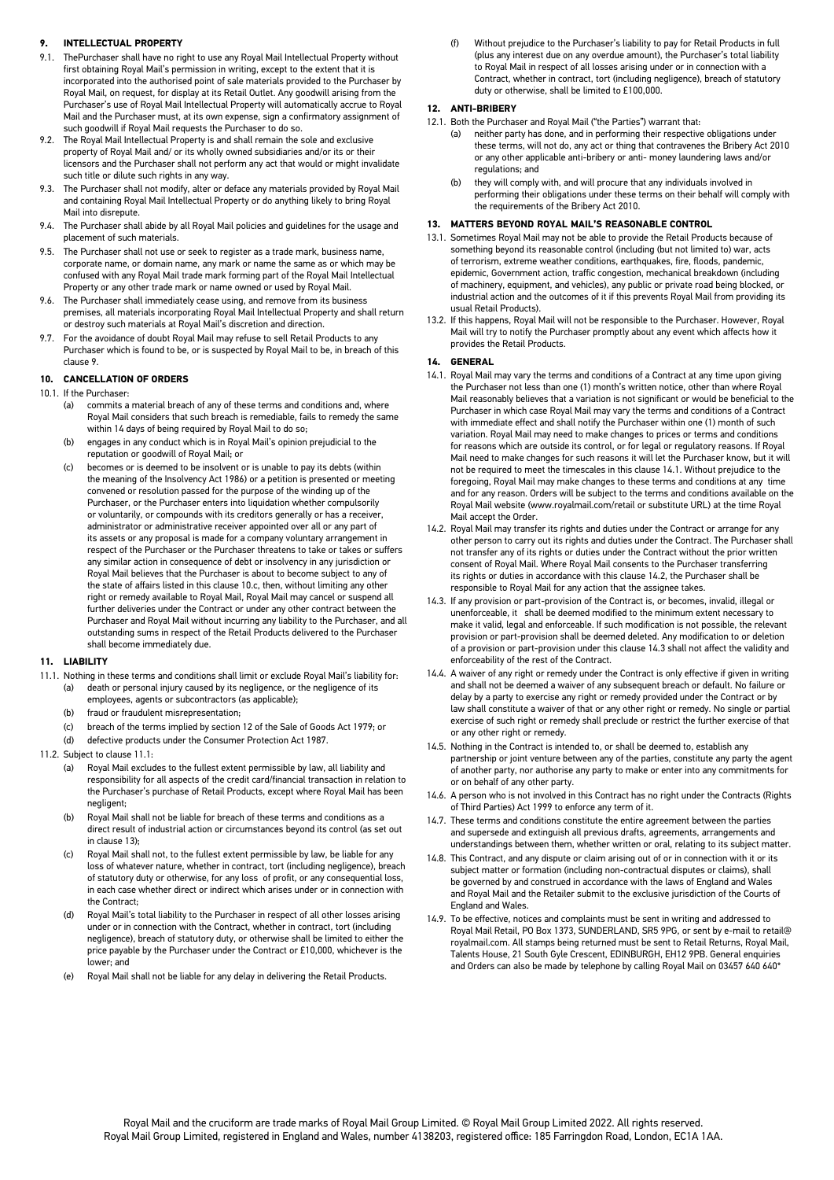### 9. INTELLECTUAL PROPERTY

9.1. ThePurchaser shall have no right to use any Royal Mail Intellectual Property without first obtaining Royal Mail's permission in writing, except to the extent that it is incorporated into the authorised point of sale materials provided to the Purchaser by Royal Mail, on request, for display at its Retail Outlet. Any goodwill arising from the Purchaser's use of Royal Mail Intellectual Property will automatically accrue to Royal Mail and the Purchaser must, at its own expense, sign a confirmatory assignment of such goodwill if Royal Mail requests the Purchaser to do so.

9.2. The Royal Mail Intellectual Property is and shall remain the sole and exclusive property of Royal Mail and/ or its wholly owned subsidiaries and/or its or their licensors and the Purchaser shall not perform any act that would or might invalidate such title or dilute such rights in any way.

9.3. The Purchaser shall not modify, alter or deface any materials provided by Royal Mail and containing Royal Mail Intellectual Property or do anything likely to bring Royal Mail into disrepute.

9.4. The Purchaser shall abide by all Royal Mail policies and guidelines for the usage and placement of such materials.

9.5. The Purchaser shall not use or seek to register as a trade mark, business name, corporate name, or domain name, any mark or name the same as or which may be confused with any Royal Mail trade mark forming part of the Royal Mail Intellectual Property or any other trade mark or name owned or used by Royal Mail.

9.6. The Purchaser shall immediately cease using, and remove from its business premises, all materials incorporating Royal Mail Intellectual Property and shall return or destroy such materials at Royal Mail's discretion and direction.

9.7. For the avoidance of doubt Royal Mail may refuse to sell Retail Products to any Purchaser which is found to be, or is suspected by Royal Mail to be, in breach of this clause 9.

### 10. CANCELLATION OF ORDERS

10.1. If the Purchaser:

(a) commits a material breach of any of these terms and conditions and, where Royal Mail considers that such breach is remediable, fails to remedy the same within 14 days of being required by Royal Mail to do so;

(b) engages in any conduct which is in Royal Mail's opinion prejudicial to the reputation or goodwill of Royal Mail; or

(c) becomes or is deemed to be insolvent or is unable to pay its debts (within the meaning of the Insolvency Act 1986) or a petition is presented or meeting convened or resolution passed for the purpose of the winding up of the Purchaser, or the Purchaser enters into liquidation whether compulsorily or voluntarily, or compounds with its creditors generally or has a receiver, administrator or administrative receiver appointed over all or any part of its assets or any proposal is made for a company voluntary arrangement in respect of the Purchaser or the Purchaser threatens to take or takes or suffers any similar action in consequence of debt or insolvency in any jurisdiction or Royal Mail believes that the Purchaser is about to become subject to any of the state of affairs listed in this clause 10.c, then, without limiting any other right or remedy available to Royal Mail, Royal Mail may cancel or suspend all further deliveries under the Contract or under any other contract between the Purchaser and Royal Mail without incurring any liability to the Purchaser, and all outstanding sums in respect of the Retail Products delivered to the Purchaser shall become immediately due.

### 11. LIABILITY

11.1. Nothing in these terms and conditions shall limit or exclude Royal Mail's liability for:

(a) death or personal injury caused by its negligence, or the negligence of its employees, agents or subcontractors (as applicable);

(b) fraud or fraudulent misrepresentation;

(c) breach of the terms implied by section 12 of the Sale of Goods Act 1979; or

(d) defective products under the Consumer Protection Act 1987.

11.2. Subject to clause 11.1:

(a) Royal Mail excludes to the fullest extent permissible by law, all liability and responsibility for all aspects of the credit card/financial transaction in relation to the Purchaser's purchase of Retail Products, except where Royal Mail has been negligent;

(b) Royal Mail shall not be liable for breach of these terms and conditions as a direct result of industrial action or circumstances beyond its control (as set out in clause 13);

(c) Royal Mail shall not, to the fullest extent permissible by law, be liable for any loss of whatever nature, whether in contract, tort (including negligence), breach of statutory duty or otherwise, for any loss of profit, or any consequential loss, in each case whether direct or indirect which arises under or in connection with the Contract;

(d) Royal Mail's total liability to the Purchaser in respect of all other losses arising under or in connection with the Contract, whether in contract, tort (including negligence), breach of statutory duty, or otherwise shall be limited to either the price payable by the Purchaser under the Contract or £10,000, whichever is the lower; and

(e) Royal Mail shall not be liable for any delay in delivering the Retail Products.

(f) Without prejudice to the Purchaser's liability to pay for Retail Products in full (plus any interest due on any overdue amount), the Purchaser's total liability to Royal Mail in respect of all losses arising under or in connection with a Contract, whether in contract, tort (including negligence), breach of statutory duty or otherwise, shall be limited to £100,000.

### 12. ANTI-BRIBERY

12.1. Both the Purchaser and Royal Mail ("the Parties") warrant that:

(a) neither party has done, and in performing their respective obligations under these terms, will not do, any act or thing that contravenes the Bribery Act 2010 or any other applicable anti-bribery or anti- money laundering laws and/or regulations; and

(b) they will comply with, and will procure that any individuals involved in performing their obligations under these terms on their behalf will comply with the requirements of the Bribery Act 2010.

### 13. MATTERS BEYOND ROYAL MAIL'S REASONABLE CONTROL

13.1. Sometimes Royal Mail may not be able to provide the Retail Products because of something beyond its reasonable control (including (but not limited to) war, acts of terrorism, extreme weather conditions, earthquakes, fire, floods, pandemic, epidemic, Government action, traffic congestion, mechanical breakdown (including of machinery, equipment, and vehicles), any public or private road being blocked, or industrial action and the outcomes of it if this prevents Royal Mail from providing its usual Retail Products).

13.2. If this happens, Royal Mail will not be responsible to the Purchaser. However, Royal Mail will try to notify the Purchaser promptly about any event which affects how it provides the Retail Products.

### 14. GENERAL

14.1. Royal Mail may vary the terms and conditions of a Contract at any time upon giving the Purchaser not less than one (1) month's written notice, other than where Royal Mail reasonably believes that a variation is not significant or would be beneficial to the Purchaser in which case Royal Mail may vary the terms and conditions of a Contract with immediate effect and shall notify the Purchaser within one (1) month of such variation. Royal Mail may need to make changes to prices or terms and conditions for reasons which are outside its control, or for legal or regulatory reasons. If Royal Mail need to make changes for such reasons it will let the Purchaser know, but it will not be required to meet the timescales in this clause 14.1. Without prejudice to the foregoing, Royal Mail may make changes to these terms and conditions at any time and for any reason. Orders will be subject to the terms and conditions available on the Royal Mail website (www.royalmail.com/retail or substitute URL) at the time Royal Mail accept the Order.

14.2. Royal Mail may transfer its rights and duties under the Contract or arrange for any other person to carry out its rights and duties under the Contract. The Purchaser shall not transfer any of its rights or duties under the Contract without the prior written consent of Royal Mail. Where Royal Mail consents to the Purchaser transferring its rights or duties in accordance with this clause 14.2, the Purchaser shall be responsible to Royal Mail for any action that the assignee takes.

14.3. If any provision or part-provision of the Contract is, or becomes, invalid, illegal or unenforceable, it shall be deemed modified to the minimum extent necessary to make it valid, legal and enforceable. If such modification is not possible, the relevant provision or part-provision shall be deemed deleted. Any modification to or deletion of a provision or part-provision under this clause 14.3 shall not affect the validity and enforceability of the rest of the Contract.

14.4. A waiver of any right or remedy under the Contract is only effective if given in writing and shall not be deemed a waiver of any subsequent breach or default. No failure or delay by a party to exercise any right or remedy provided under the Contract or by law shall constitute a waiver of that or any other right or remedy. No single or partial exercise of such right or remedy shall preclude or restrict the further exercise of that or any other right or remedy.

14.5. Nothing in the Contract is intended to, or shall be deemed to, establish any partnership or joint venture between any of the parties, constitute any party the agent of another party, nor authorise any party to make or enter into any commitments for or on behalf of any other party.

14.6. A person who is not involved in this Contract has no right under the Contracts (Rights of Third Parties) Act 1999 to enforce any term of it.

14.7. These terms and conditions constitute the entire agreement between the parties and supersede and extinguish all previous drafts, agreements, arrangements and understandings between them, whether written or oral, relating to its subject matter.

14.8. This Contract, and any dispute or claim arising out of or in connection with it or its subject matter or formation (including non-contractual disputes or claims), shall be governed by and construed in accordance with the laws of England and Wales and Royal Mail and the Retailer submit to the exclusive jurisdiction of the Courts of England and Wales.

14.9. To be effective, notices and complaints must be sent in writing and addressed to Royal Mail Retail, PO Box 1373, SUNDERLAND, SR5 9PG, or sent by e-mail to retail@royalmail.com. All stamps being returned must be sent to Retail Returns, Royal Mail, Talents House, 21 South Gyle Crescent, EDINBURGH, EH12 9PB. General enquiries and Orders can also be made by telephone by calling Royal Mail on 03457 640 640*

Royal Mail and the cruciform are trade marks of Royal Mail Group Limited. © Royal Mail Group Limited 2022. All rights reserved.
Royal Mail Group Limited, registered in England and Wales, number 4138203, registered office: 185 Farringdon Road, London, EC1A 1AA.